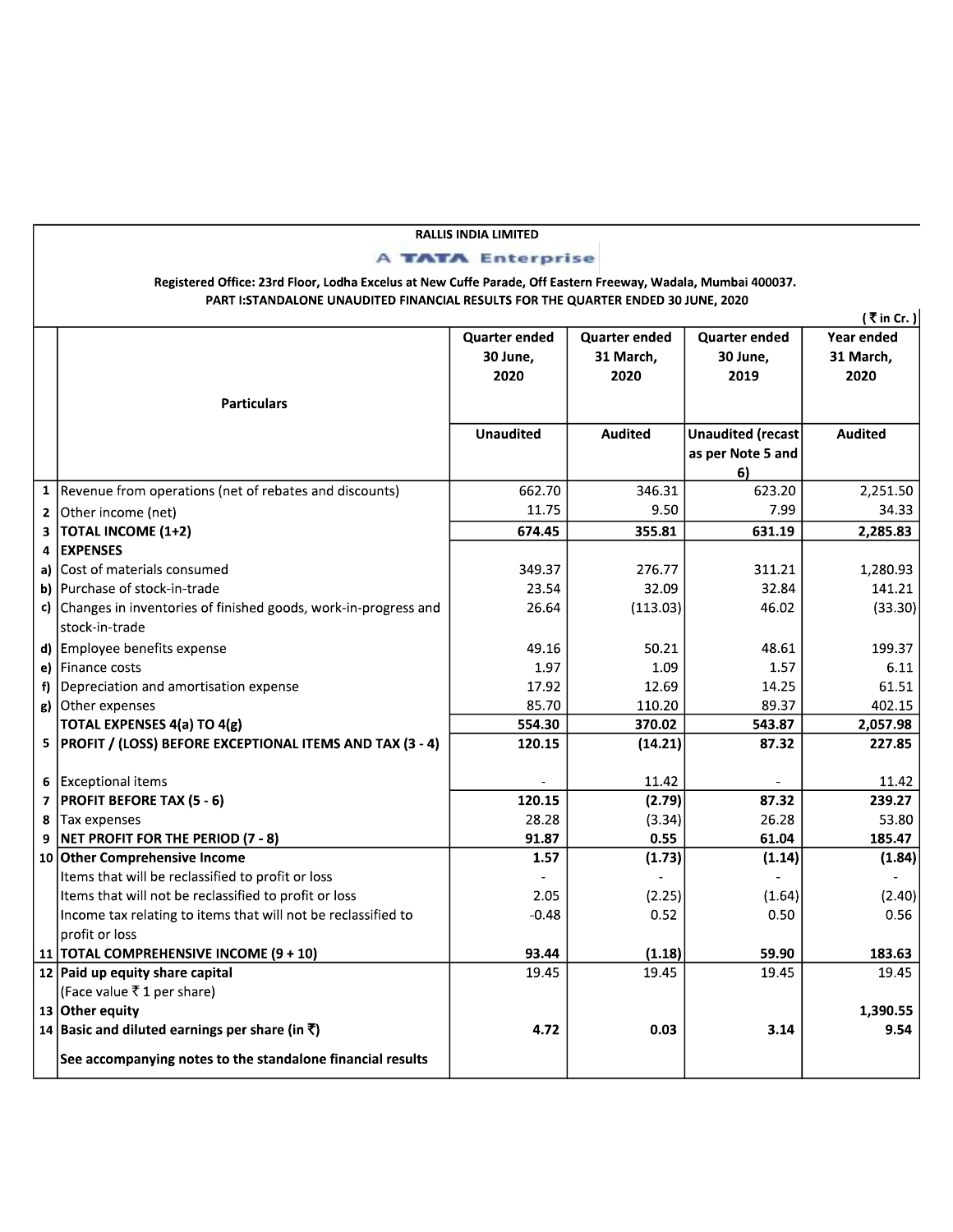RALLIS INDIA LIMITED

A TATA Enterprise

Registered Office: 23rd Floor, Lodha Excelus at New Cuffe Parade, Off Eastern Freeway, Wadala, Mumbai 400037.

PART I:STANDALONE UNAUDITED FINANCIAL RESULTS FOR THE QUARTER ENDED 30 JUNE, 2020

( ₹ in Cr. )

| | Particulars | Quarter ended 30 June, 2020 | Quarter ended 31 March, 2020 | Quarter ended 30 June, 2019 | Year ended 31 March, 2020 |
|---|---|---|---|---|---|
| | | Unaudited | Audited | Unaudited (recast as per Note 5 and 6) | Audited |
| 1 | Revenue from operations (net of rebates and discounts) | 662.70 | 346.31 | 623.20 | 2,251.50 |
| 2 | Other income (net) | 11.75 | 9.50 | 7.99 | 34.33 |
| 3 | **TOTAL INCOME (1+2)** | **674.45** | **355.81** | **631.19** | **2,285.83** |
| 4 | **EXPENSES** | | | | |
| a) | Cost of materials consumed | 349.37 | 276.77 | 311.21 | 1,280.93 |
| b) | Purchase of stock-in-trade | 23.54 | 32.09 | 32.84 | 141.21 |
| c) | Changes in inventories of finished goods, work-in-progress and stock-in-trade | 26.64 | (113.03) | 46.02 | (33.30) |
| d) | Employee benefits expense | 49.16 | 50.21 | 48.61 | 199.37 |
| e) | Finance costs | 1.97 | 1.09 | 1.57 | 6.11 |
| f) | Depreciation and amortisation expense | 17.92 | 12.69 | 14.25 | 61.51 |
| g) | Other expenses | 85.70 | 110.20 | 89.37 | 402.15 |
| | **TOTAL EXPENSES 4(a) TO 4(g)** | **554.30** | **370.02** | **543.87** | **2,057.98** |
| 5 | **PROFIT / (LOSS) BEFORE EXCEPTIONAL ITEMS AND TAX (3 - 4)** | **120.15** | **(14.21)** | **87.32** | **227.85** |
| 6 | Exceptional items | - | 11.42 | - | 11.42 |
| 7 | **PROFIT BEFORE TAX (5 - 6)** | **120.15** | **(2.79)** | **87.32** | **239.27** |
| 8 | Tax expenses | 28.28 | (3.34) | 26.28 | 53.80 |
| 9 | **NET PROFIT FOR THE PERIOD (7 - 8)** | **91.87** | **0.55** | **61.04** | **185.47** |
| 10 | **Other Comprehensive Income** | **1.57** | **(1.73)** | **(1.14)** | **(1.84)** |
| | Items that will be reclassified to profit or loss | - | - | - | - |
| | Items that will not be reclassified to profit or loss | 2.05 | (2.25) | (1.64) | (2.40) |
| | Income tax relating to items that will not be reclassified to profit or loss | -0.48 | 0.52 | 0.50 | 0.56 |
| 11 | **TOTAL COMPREHENSIVE INCOME (9 + 10)** | **93.44** | **(1.18)** | **59.90** | **183.63** |
| 12 | **Paid up equity share capital** (Face value ₹ 1 per share) | 19.45 | 19.45 | 19.45 | 19.45 |
| 13 | **Other equity** | | | | **1,390.55** |
| 14 | **Basic and diluted earnings per share (in ₹)** | **4.72** | **0.03** | **3.14** | **9.54** |
| | **See accompanying notes to the standalone financial results** | | | | |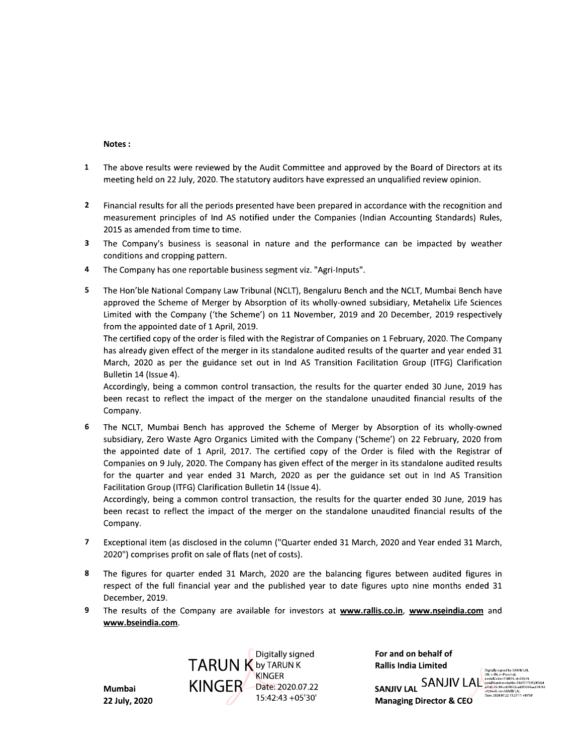**Notes :**

1 The above results were reviewed by the Audit Committee and approved by the Board of Directors at its meeting held on 22 July, 2020. The statutory auditors have expressed an unqualified review opinion.

2 Financial results for all the periods presented have been prepared in accordance with the recognition and measurement principles of Ind AS notified under the Companies (Indian Accounting Standards) Rules, 2015 as amended from time to time.

3 The Company's business is seasonal in nature and the performance can be impacted by weather conditions and cropping pattern.

4 The Company has one reportable business segment viz. "Agri-Inputs".

5 The Hon'ble National Company Law Tribunal (NCLT), Bengaluru Bench and the NCLT, Mumbai Bench have approved the Scheme of Merger by Absorption of its wholly-owned subsidiary, Metahelix Life Sciences Limited with the Company ('the Scheme') on 11 November, 2019 and 20 December, 2019 respectively from the appointed date of 1 April, 2019.
The certified copy of the order is filed with the Registrar of Companies on 1 February, 2020. The Company has already given effect of the merger in its standalone audited results of the quarter and year ended 31 March, 2020 as per the guidance set out in Ind AS Transition Facilitation Group (ITFG) Clarification Bulletin 14 (Issue 4).
Accordingly, being a common control transaction, the results for the quarter ended 30 June, 2019 has been recast to reflect the impact of the merger on the standalone unaudited financial results of the Company.

6 The NCLT, Mumbai Bench has approved the Scheme of Merger by Absorption of its wholly-owned subsidiary, Zero Waste Agro Organics Limited with the Company ('Scheme') on 22 February, 2020 from the appointed date of 1 April, 2017. The certified copy of the Order is filed with the Registrar of Companies on 9 July, 2020. The Company has given effect of the merger in its standalone audited results for the quarter and year ended 31 March, 2020 as per the guidance set out in Ind AS Transition Facilitation Group (ITFG) Clarification Bulletin 14 (Issue 4).
Accordingly, being a common control transaction, the results for the quarter ended 30 June, 2019 has been recast to reflect the impact of the merger on the standalone unaudited financial results of the Company.

7 Exceptional item (as disclosed in the column ("Quarter ended 31 March, 2020 and Year ended 31 March, 2020") comprises profit on sale of flats (net of costs).

8 The figures for quarter ended 31 March, 2020 are the balancing figures between audited figures in respect of the full financial year and the published year to date figures upto nine months ended 31 December, 2019.

9 The results of the Company are available for investors at **www.rallis.co.in**, **www.nseindia.com** and **www.bseindia.com**.

TARUN K KINGER — Digitally signed by TARUN K KINGER Date: 2020.07.22 15:42:43 +05'30'

**For and on behalf of**
**Rallis India Limited**

SANJIV LAL — Digitally signed by SANJIV LAL Date: 2020.07.22 15:27:11 +05'30'

**SANJIV LAL**
**Managing Director & CEO**

**Mumbai**
**22 July, 2020**